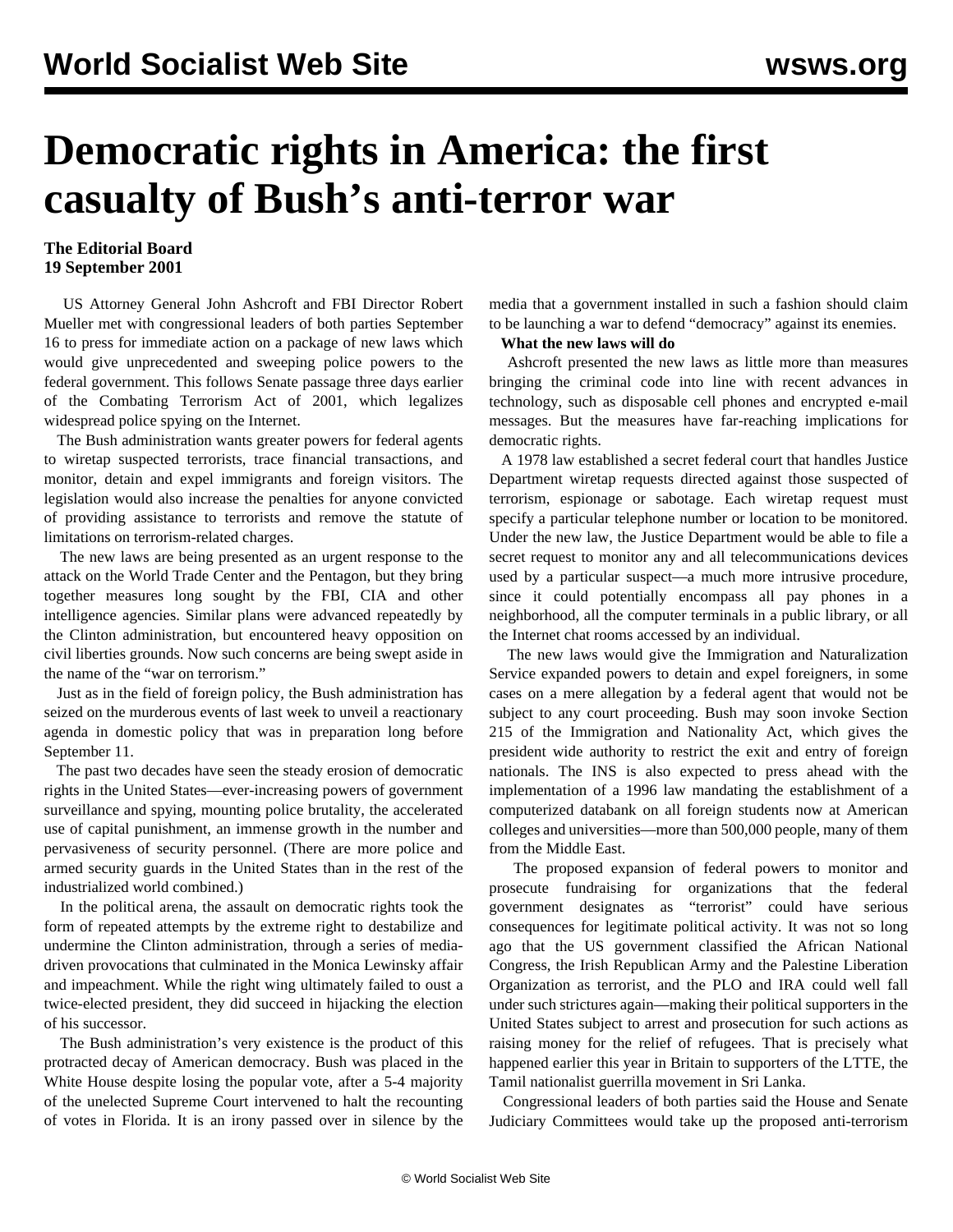# Democratic rights in America: the first casualty of Bush's anti-terror war

**The Editorial Board**
**19 September 2001**

US Attorney General John Ashcroft and FBI Director Robert Mueller met with congressional leaders of both parties September 16 to press for immediate action on a package of new laws which would give unprecedented and sweeping police powers to the federal government. This follows Senate passage three days earlier of the Combating Terrorism Act of 2001, which legalizes widespread police spying on the Internet.

The Bush administration wants greater powers for federal agents to wiretap suspected terrorists, trace financial transactions, and monitor, detain and expel immigrants and foreign visitors. The legislation would also increase the penalties for anyone convicted of providing assistance to terrorists and remove the statute of limitations on terrorism-related charges.

The new laws are being presented as an urgent response to the attack on the World Trade Center and the Pentagon, but they bring together measures long sought by the FBI, CIA and other intelligence agencies. Similar plans were advanced repeatedly by the Clinton administration, but encountered heavy opposition on civil liberties grounds. Now such concerns are being swept aside in the name of the "war on terrorism."

Just as in the field of foreign policy, the Bush administration has seized on the murderous events of last week to unveil a reactionary agenda in domestic policy that was in preparation long before September 11.

The past two decades have seen the steady erosion of democratic rights in the United States—ever-increasing powers of government surveillance and spying, mounting police brutality, the accelerated use of capital punishment, an immense growth in the number and pervasiveness of security personnel. (There are more police and armed security guards in the United States than in the rest of the industrialized world combined.)

In the political arena, the assault on democratic rights took the form of repeated attempts by the extreme right to destabilize and undermine the Clinton administration, through a series of media-driven provocations that culminated in the Monica Lewinsky affair and impeachment. While the right wing ultimately failed to oust a twice-elected president, they did succeed in hijacking the election of his successor.

The Bush administration's very existence is the product of this protracted decay of American democracy. Bush was placed in the White House despite losing the popular vote, after a 5-4 majority of the unelected Supreme Court intervened to halt the recounting of votes in Florida. It is an irony passed over in silence by the media that a government installed in such a fashion should claim to be launching a war to defend "democracy" against its enemies.

**What the new laws will do**

Ashcroft presented the new laws as little more than measures bringing the criminal code into line with recent advances in technology, such as disposable cell phones and encrypted e-mail messages. But the measures have far-reaching implications for democratic rights.

A 1978 law established a secret federal court that handles Justice Department wiretap requests directed against those suspected of terrorism, espionage or sabotage. Each wiretap request must specify a particular telephone number or location to be monitored. Under the new law, the Justice Department would be able to file a secret request to monitor any and all telecommunications devices used by a particular suspect—a much more intrusive procedure, since it could potentially encompass all pay phones in a neighborhood, all the computer terminals in a public library, or all the Internet chat rooms accessed by an individual.

The new laws would give the Immigration and Naturalization Service expanded powers to detain and expel foreigners, in some cases on a mere allegation by a federal agent that would not be subject to any court proceeding. Bush may soon invoke Section 215 of the Immigration and Nationality Act, which gives the president wide authority to restrict the exit and entry of foreign nationals. The INS is also expected to press ahead with the implementation of a 1996 law mandating the establishment of a computerized databank on all foreign students now at American colleges and universities—more than 500,000 people, many of them from the Middle East.

The proposed expansion of federal powers to monitor and prosecute fundraising for organizations that the federal government designates as "terrorist" could have serious consequences for legitimate political activity. It was not so long ago that the US government classified the African National Congress, the Irish Republican Army and the Palestine Liberation Organization as terrorist, and the PLO and IRA could well fall under such strictures again—making their political supporters in the United States subject to arrest and prosecution for such actions as raising money for the relief of refugees. That is precisely what happened earlier this year in Britain to supporters of the LTTE, the Tamil nationalist guerrilla movement in Sri Lanka.

Congressional leaders of both parties said the House and Senate Judiciary Committees would take up the proposed anti-terrorism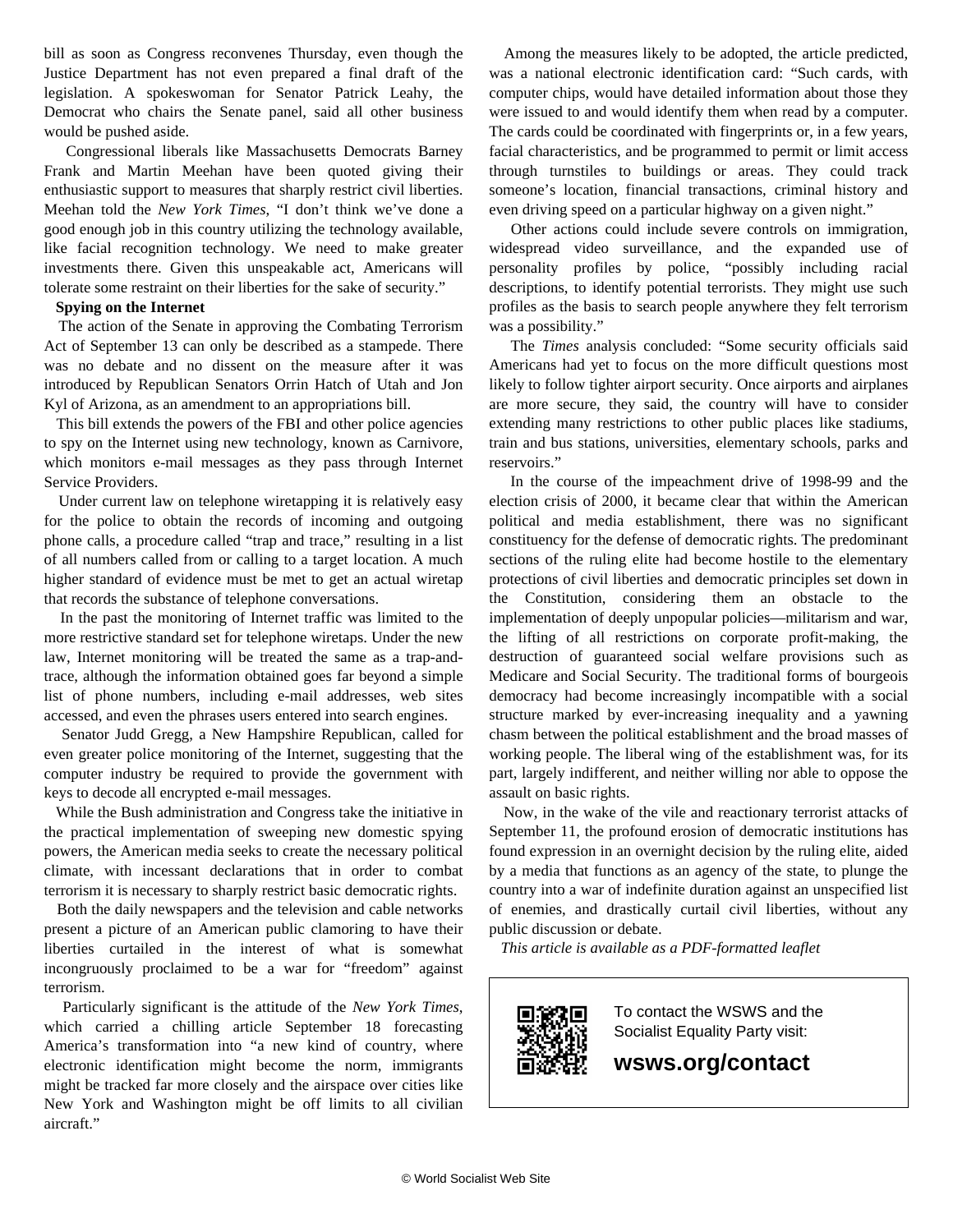bill as soon as Congress reconvenes Thursday, even though the Justice Department has not even prepared a final draft of the legislation. A spokeswoman for Senator Patrick Leahy, the Democrat who chairs the Senate panel, said all other business would be pushed aside.

Congressional liberals like Massachusetts Democrats Barney Frank and Martin Meehan have been quoted giving their enthusiastic support to measures that sharply restrict civil liberties. Meehan told the *New York Times*, "I don't think we've done a good enough job in this country utilizing the technology available, like facial recognition technology. We need to make greater investments there. Given this unspeakable act, Americans will tolerate some restraint on their liberties for the sake of security."

**Spying on the Internet**

The action of the Senate in approving the Combating Terrorism Act of September 13 can only be described as a stampede. There was no debate and no dissent on the measure after it was introduced by Republican Senators Orrin Hatch of Utah and Jon Kyl of Arizona, as an amendment to an appropriations bill.

This bill extends the powers of the FBI and other police agencies to spy on the Internet using new technology, known as Carnivore, which monitors e-mail messages as they pass through Internet Service Providers.

Under current law on telephone wiretapping it is relatively easy for the police to obtain the records of incoming and outgoing phone calls, a procedure called "trap and trace," resulting in a list of all numbers called from or calling to a target location. A much higher standard of evidence must be met to get an actual wiretap that records the substance of telephone conversations.

In the past the monitoring of Internet traffic was limited to the more restrictive standard set for telephone wiretaps. Under the new law, Internet monitoring will be treated the same as a trap-and-trace, although the information obtained goes far beyond a simple list of phone numbers, including e-mail addresses, web sites accessed, and even the phrases users entered into search engines.

Senator Judd Gregg, a New Hampshire Republican, called for even greater police monitoring of the Internet, suggesting that the computer industry be required to provide the government with keys to decode all encrypted e-mail messages.

While the Bush administration and Congress take the initiative in the practical implementation of sweeping new domestic spying powers, the American media seeks to create the necessary political climate, with incessant declarations that in order to combat terrorism it is necessary to sharply restrict basic democratic rights.

Both the daily newspapers and the television and cable networks present a picture of an American public clamoring to have their liberties curtailed in the interest of what is somewhat incongruously proclaimed to be a war for "freedom" against terrorism.

Particularly significant is the attitude of the *New York Times*, which carried a chilling article September 18 forecasting America's transformation into "a new kind of country, where electronic identification might become the norm, immigrants might be tracked far more closely and the airspace over cities like New York and Washington might be off limits to all civilian aircraft."

Among the measures likely to be adopted, the article predicted, was a national electronic identification card: "Such cards, with computer chips, would have detailed information about those they were issued to and would identify them when read by a computer. The cards could be coordinated with fingerprints or, in a few years, facial characteristics, and be programmed to permit or limit access through turnstiles to buildings or areas. They could track someone's location, financial transactions, criminal history and even driving speed on a particular highway on a given night."

Other actions could include severe controls on immigration, widespread video surveillance, and the expanded use of personality profiles by police, "possibly including racial descriptions, to identify potential terrorists. They might use such profiles as the basis to search people anywhere they felt terrorism was a possibility."

The *Times* analysis concluded: "Some security officials said Americans had yet to focus on the more difficult questions most likely to follow tighter airport security. Once airports and airplanes are more secure, they said, the country will have to consider extending many restrictions to other public places like stadiums, train and bus stations, universities, elementary schools, parks and reservoirs."

In the course of the impeachment drive of 1998-99 and the election crisis of 2000, it became clear that within the American political and media establishment, there was no significant constituency for the defense of democratic rights. The predominant sections of the ruling elite had become hostile to the elementary protections of civil liberties and democratic principles set down in the Constitution, considering them an obstacle to the implementation of deeply unpopular policies—militarism and war, the lifting of all restrictions on corporate profit-making, the destruction of guaranteed social welfare provisions such as Medicare and Social Security. The traditional forms of bourgeois democracy had become increasingly incompatible with a social structure marked by ever-increasing inequality and a yawning chasm between the political establishment and the broad masses of working people. The liberal wing of the establishment was, for its part, largely indifferent, and neither willing nor able to oppose the assault on basic rights.

Now, in the wake of the vile and reactionary terrorist attacks of September 11, the profound erosion of democratic institutions has found expression in an overnight decision by the ruling elite, aided by a media that functions as an agency of the state, to plunge the country into a war of indefinite duration against an unspecified list of enemies, and drastically curtail civil liberties, without any public discussion or debate.

*This article is available as a PDF-formatted leaflet*

To contact the WSWS and the Socialist Equality Party visit:

**wsws.org/contact**